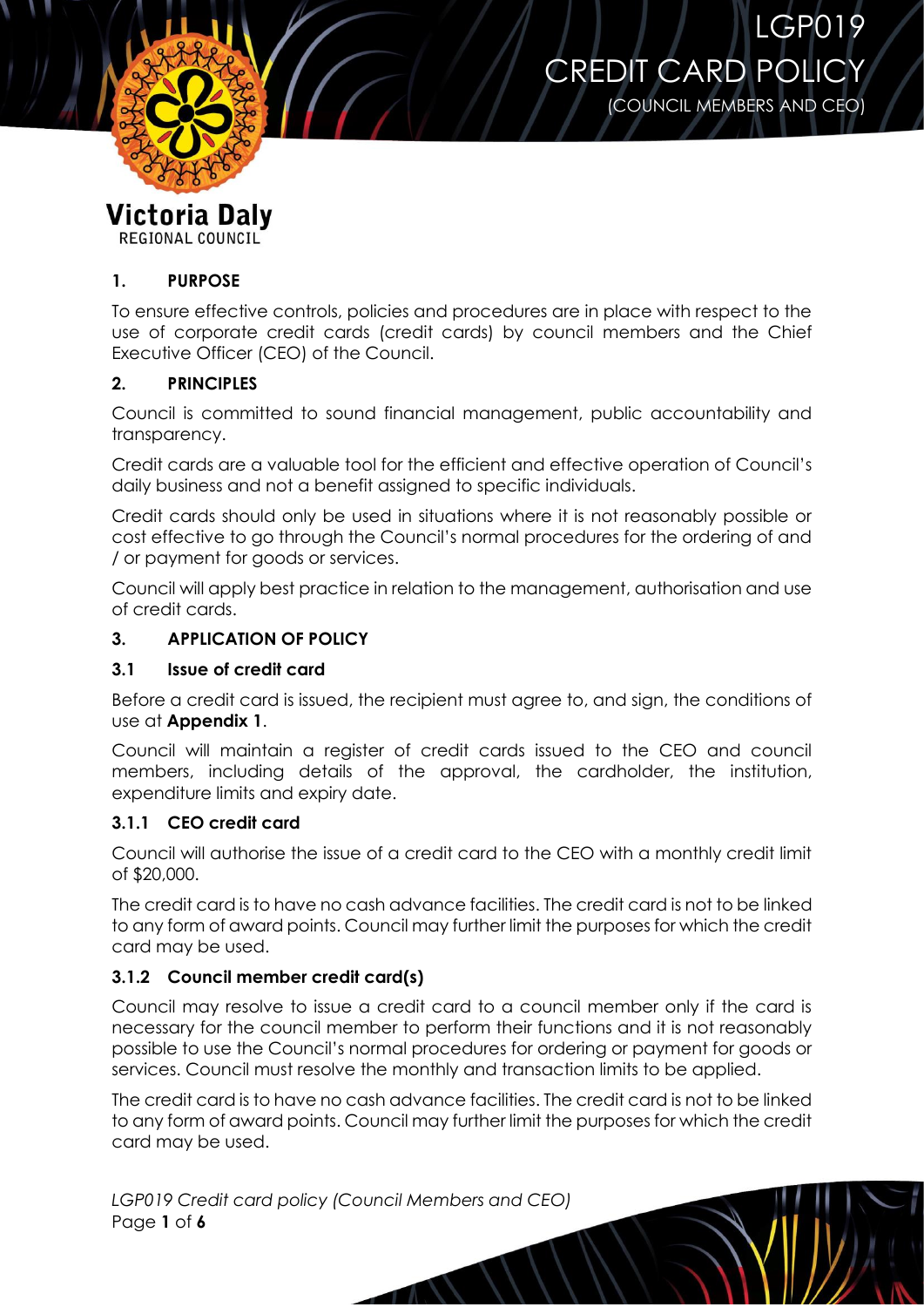# LGP019 CREDIT CARD POLICY

(COUNCIL MEMBERS AND CEO)

Victoria Daly
REGIONAL COUNCIL

## 1. PURPOSE

To ensure effective controls, policies and procedures are in place with respect to the use of corporate credit cards (credit cards) by council members and the Chief Executive Officer (CEO) of the Council.

## 2. PRINCIPLES

Council is committed to sound financial management, public accountability and transparency.

Credit cards are a valuable tool for the efficient and effective operation of Council's daily business and not a benefit assigned to specific individuals.

Credit cards should only be used in situations where it is not reasonably possible or cost effective to go through the Council's normal procedures for the ordering of and / or payment for goods or services.

Council will apply best practice in relation to the management, authorisation and use of credit cards.

## 3. APPLICATION OF POLICY

### 3.1 Issue of credit card

Before a credit card is issued, the recipient must agree to, and sign, the conditions of use at **Appendix 1**.

Council will maintain a register of credit cards issued to the CEO and council members, including details of the approval, the cardholder, the institution, expenditure limits and expiry date.

#### 3.1.1 CEO credit card

Council will authorise the issue of a credit card to the CEO with a monthly credit limit of $20,000.

The credit card is to have no cash advance facilities. The credit card is not to be linked to any form of award points. Council may further limit the purposes for which the credit card may be used.

#### 3.1.2 Council member credit card(s)

Council may resolve to issue a credit card to a council member only if the card is necessary for the council member to perform their functions and it is not reasonably possible to use the Council's normal procedures for ordering or payment for goods or services. Council must resolve the monthly and transaction limits to be applied.

The credit card is to have no cash advance facilities. The credit card is not to be linked to any form of award points. Council may further limit the purposes for which the credit card may be used.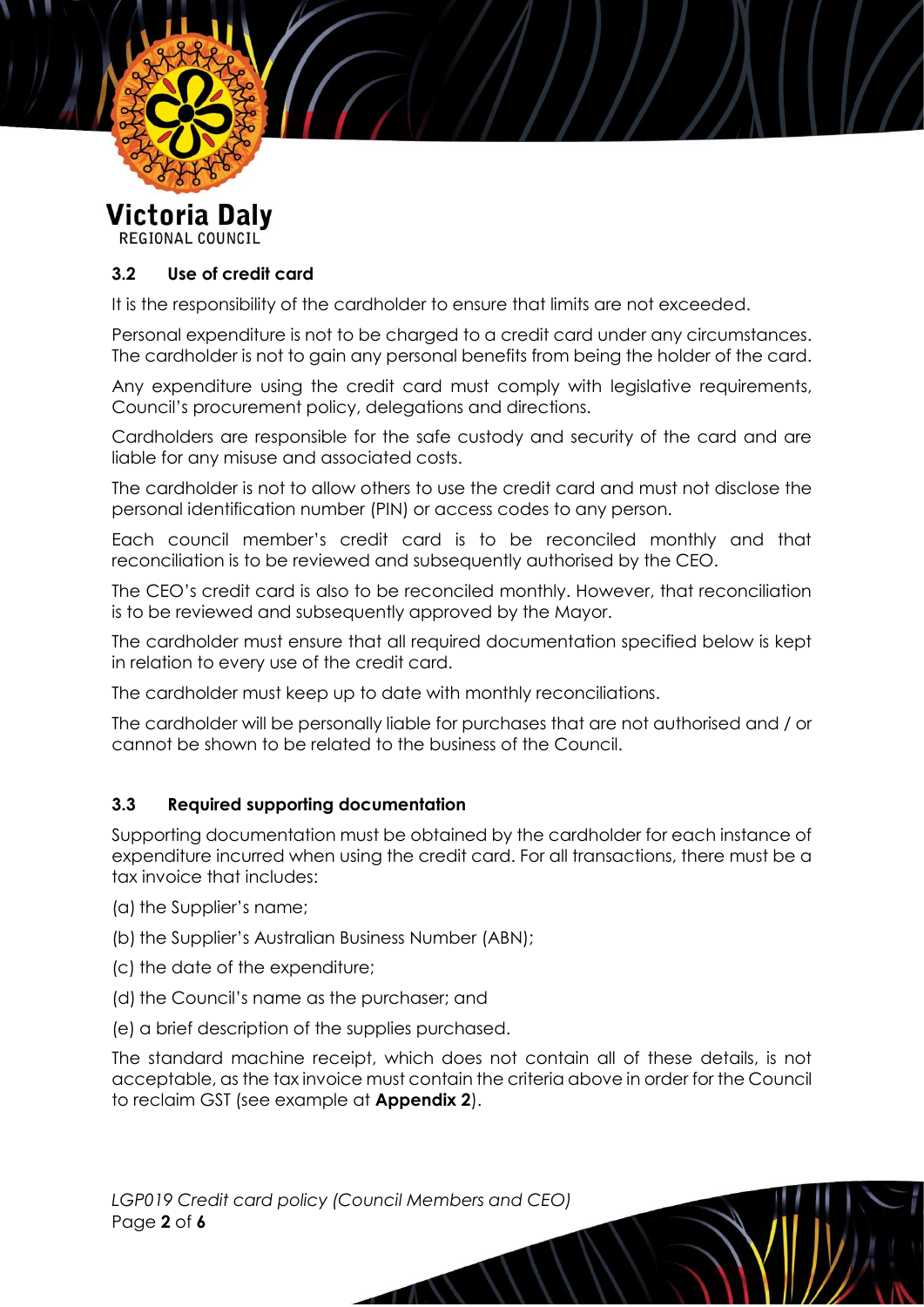### 3.2 Use of credit card

It is the responsibility of the cardholder to ensure that limits are not exceeded.

Personal expenditure is not to be charged to a credit card under any circumstances. The cardholder is not to gain any personal benefits from being the holder of the card.

Any expenditure using the credit card must comply with legislative requirements, Council's procurement policy, delegations and directions.

Cardholders are responsible for the safe custody and security of the card and are liable for any misuse and associated costs.

The cardholder is not to allow others to use the credit card and must not disclose the personal identification number (PIN) or access codes to any person.

Each council member's credit card is to be reconciled monthly and that reconciliation is to be reviewed and subsequently authorised by the CEO.

The CEO's credit card is also to be reconciled monthly. However, that reconciliation is to be reviewed and subsequently approved by the Mayor.

The cardholder must ensure that all required documentation specified below is kept in relation to every use of the credit card.

The cardholder must keep up to date with monthly reconciliations.

The cardholder will be personally liable for purchases that are not authorised and / or cannot be shown to be related to the business of the Council.

### 3.3 Required supporting documentation

Supporting documentation must be obtained by the cardholder for each instance of expenditure incurred when using the credit card. For all transactions, there must be a tax invoice that includes:

(a) the Supplier's name;

(b) the Supplier's Australian Business Number (ABN);

(c) the date of the expenditure;

(d) the Council's name as the purchaser; and

(e) a brief description of the supplies purchased.

The standard machine receipt, which does not contain all of these details, is not acceptable, as the tax invoice must contain the criteria above in order for the Council to reclaim GST (see example at **Appendix 2**).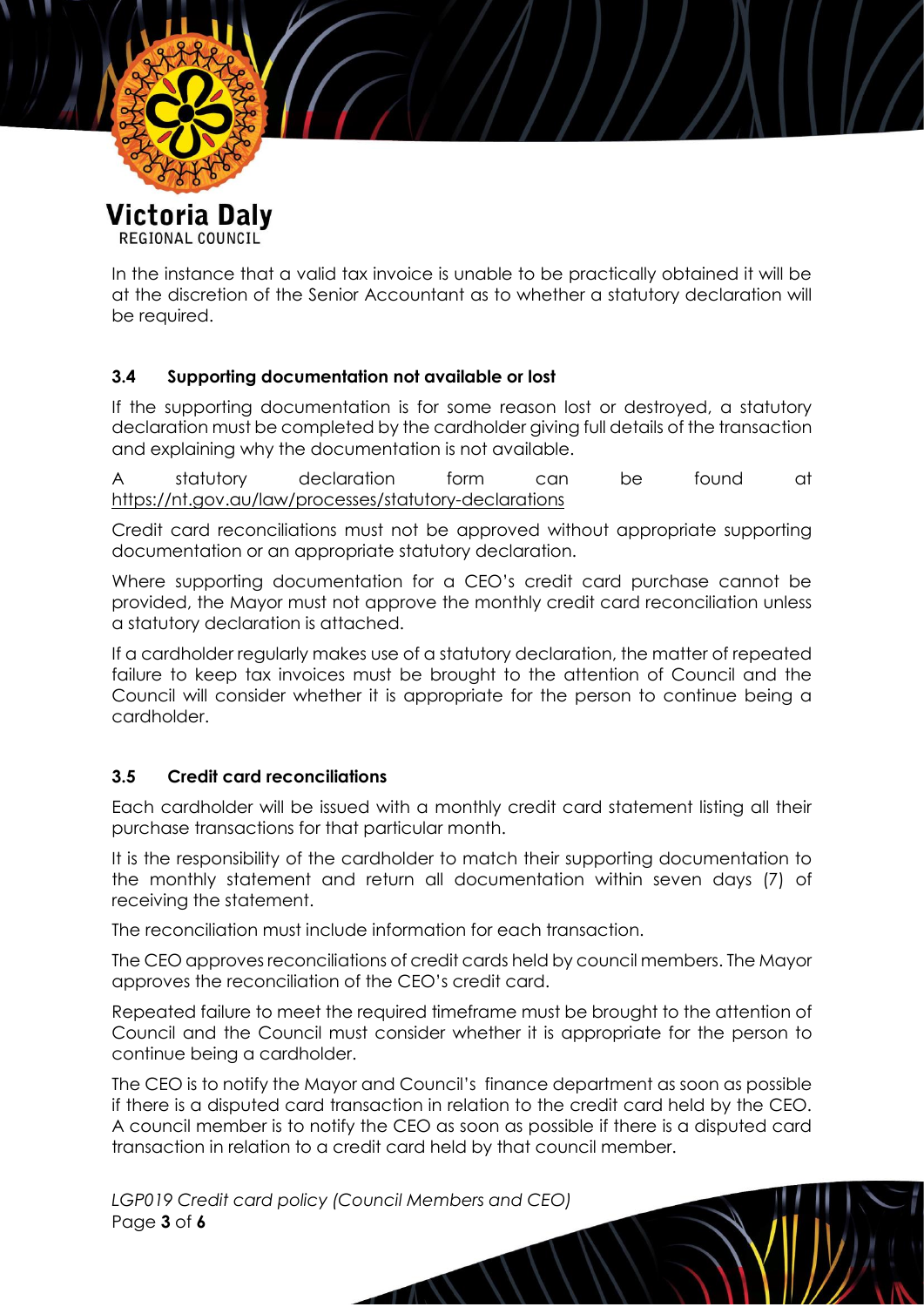In the instance that a valid tax invoice is unable to be practically obtained it will be at the discretion of the Senior Accountant as to whether a statutory declaration will be required.

### 3.4 Supporting documentation not available or lost

If the supporting documentation is for some reason lost or destroyed, a statutory declaration must be completed by the cardholder giving full details of the transaction and explaining why the documentation is not available.

A statutory declaration form can be found at https://nt.gov.au/law/processes/statutory-declarations

Credit card reconciliations must not be approved without appropriate supporting documentation or an appropriate statutory declaration.

Where supporting documentation for a CEO's credit card purchase cannot be provided, the Mayor must not approve the monthly credit card reconciliation unless a statutory declaration is attached.

If a cardholder regularly makes use of a statutory declaration, the matter of repeated failure to keep tax invoices must be brought to the attention of Council and the Council will consider whether it is appropriate for the person to continue being a cardholder.

### 3.5 Credit card reconciliations

Each cardholder will be issued with a monthly credit card statement listing all their purchase transactions for that particular month.

It is the responsibility of the cardholder to match their supporting documentation to the monthly statement and return all documentation within seven days (7) of receiving the statement.

The reconciliation must include information for each transaction.

The CEO approves reconciliations of credit cards held by council members. The Mayor approves the reconciliation of the CEO's credit card.

Repeated failure to meet the required timeframe must be brought to the attention of Council and the Council must consider whether it is appropriate for the person to continue being a cardholder.

The CEO is to notify the Mayor and Council's finance department as soon as possible if there is a disputed card transaction in relation to the credit card held by the CEO. A council member is to notify the CEO as soon as possible if there is a disputed card transaction in relation to a credit card held by that council member.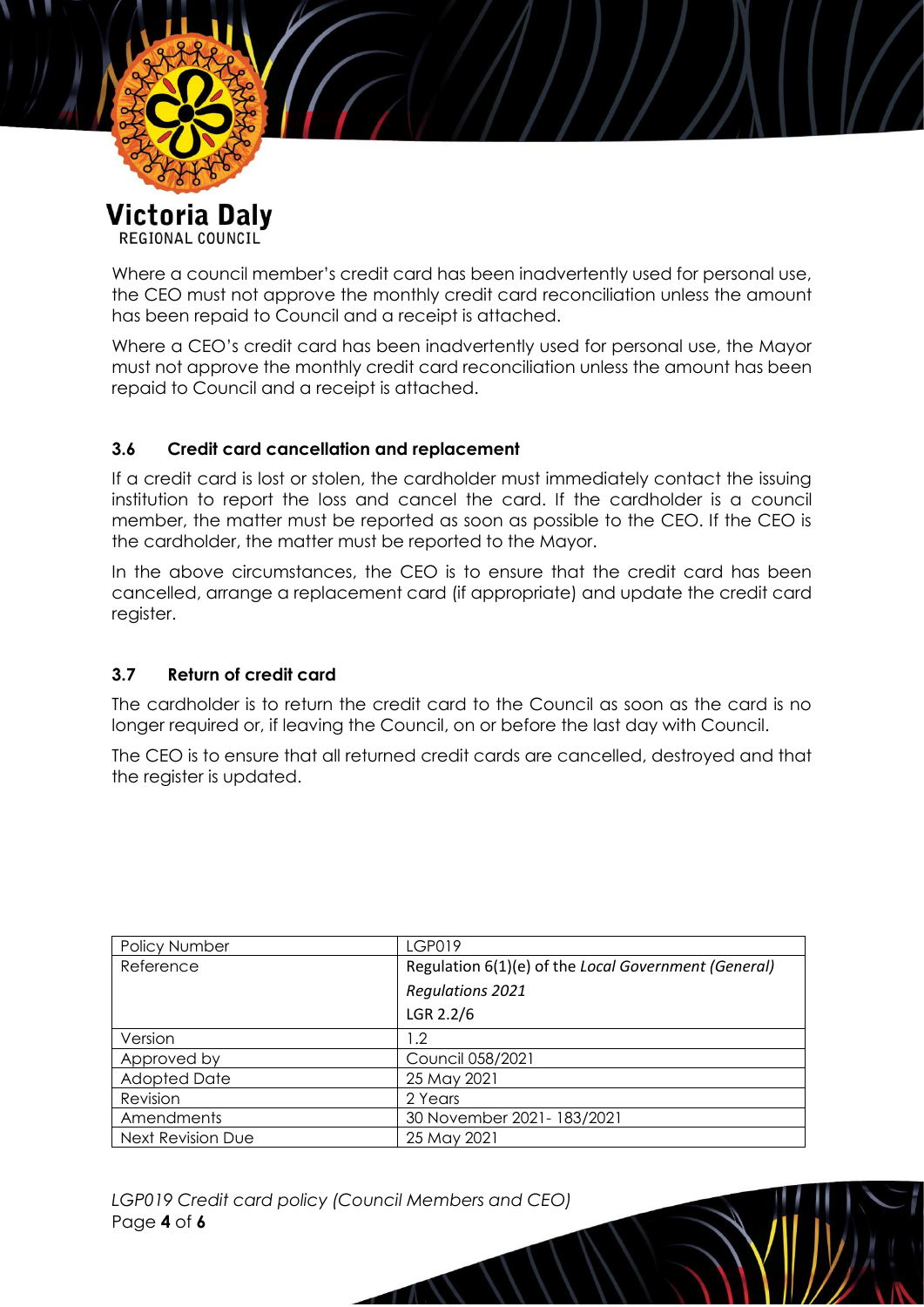Where a council member's credit card has been inadvertently used for personal use, the CEO must not approve the monthly credit card reconciliation unless the amount has been repaid to Council and a receipt is attached.

Where a CEO's credit card has been inadvertently used for personal use, the Mayor must not approve the monthly credit card reconciliation unless the amount has been repaid to Council and a receipt is attached.

### 3.6 Credit card cancellation and replacement

If a credit card is lost or stolen, the cardholder must immediately contact the issuing institution to report the loss and cancel the card. If the cardholder is a council member, the matter must be reported as soon as possible to the CEO. If the CEO is the cardholder, the matter must be reported to the Mayor.

In the above circumstances, the CEO is to ensure that the credit card has been cancelled, arrange a replacement card (if appropriate) and update the credit card register.

### 3.7 Return of credit card

The cardholder is to return the credit card to the Council as soon as the card is no longer required or, if leaving the Council, on or before the last day with Council.

The CEO is to ensure that all returned credit cards are cancelled, destroyed and that the register is updated.

| Policy Number | LGP019 |
|---|---|
| Reference | Regulation 6(1)(e) of the *Local Government (General) Regulations 2021*<br>LGR 2.2/6 |
| Version | 1.2 |
| Approved by | Council 058/2021 |
| Adopted Date | 25 May 2021 |
| Revision | 2 Years |
| Amendments | 30 November 2021- 183/2021 |
| Next Revision Due | 25 May 2021 |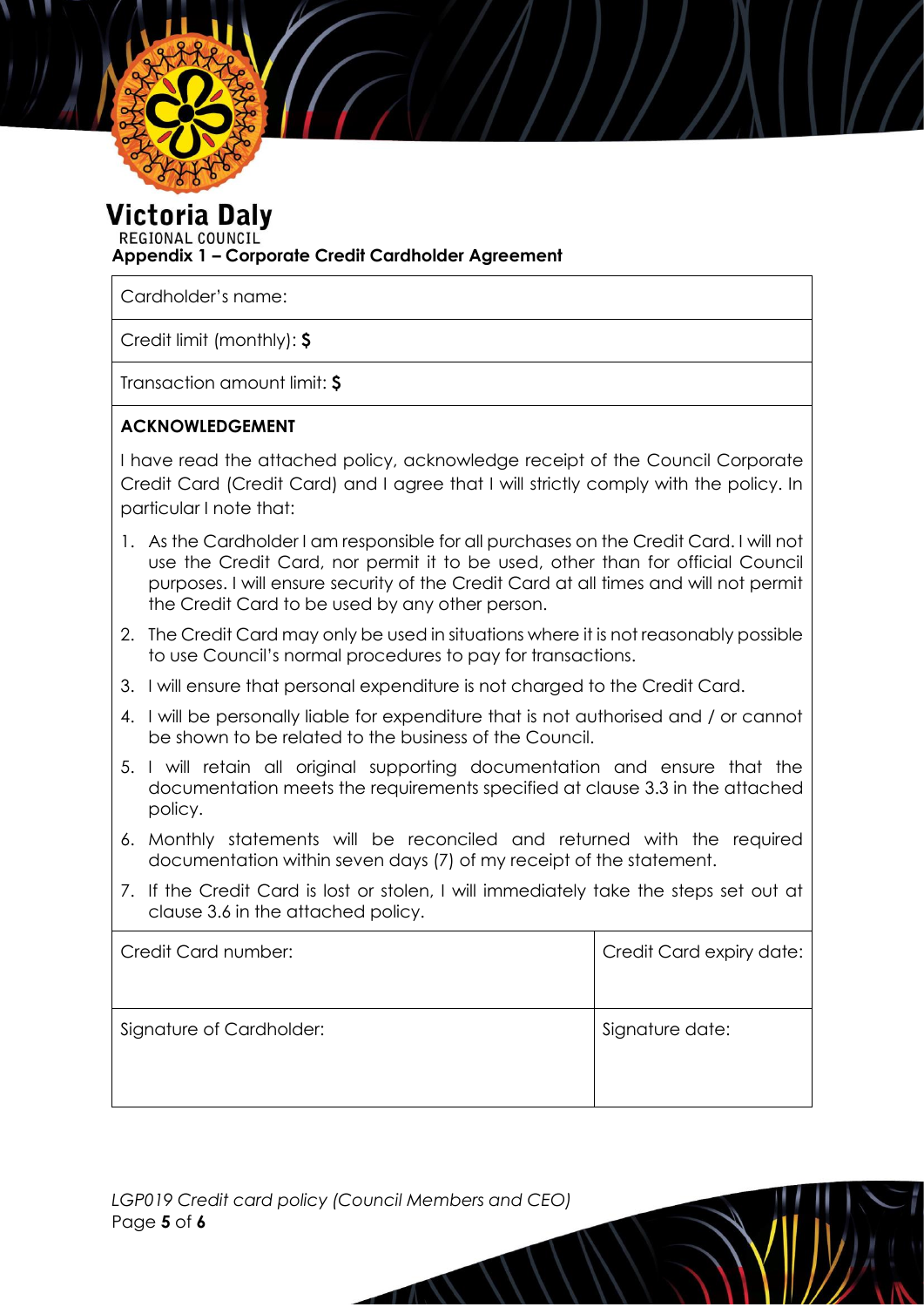Victoria Daly
REGIONAL COUNCIL

## Appendix 1 – Corporate Credit Cardholder Agreement

| Cardholder's name: |
|---|
| Credit limit (monthly): **$** |
| Transaction amount limit: **$** |

**ACKNOWLEDGEMENT**

I have read the attached policy, acknowledge receipt of the Council Corporate Credit Card (Credit Card) and I agree that I will strictly comply with the policy. In particular I note that:

1. As the Cardholder I am responsible for all purchases on the Credit Card. I will not use the Credit Card, nor permit it to be used, other than for official Council purposes. I will ensure security of the Credit Card at all times and will not permit the Credit Card to be used by any other person.
2. The Credit Card may only be used in situations where it is not reasonably possible to use Council's normal procedures to pay for transactions.
3. I will ensure that personal expenditure is not charged to the Credit Card.
4. I will be personally liable for expenditure that is not authorised and / or cannot be shown to be related to the business of the Council.
5. I will retain all original supporting documentation and ensure that the documentation meets the requirements specified at clause 3.3 in the attached policy.
6. Monthly statements will be reconciled and returned with the required documentation within seven days (7) of my receipt of the statement.
7. If the Credit Card is lost or stolen, I will immediately take the steps set out at clause 3.6 in the attached policy.

| Credit Card number: | Credit Card expiry date: |
|---|---|
| Signature of Cardholder: | Signature date: |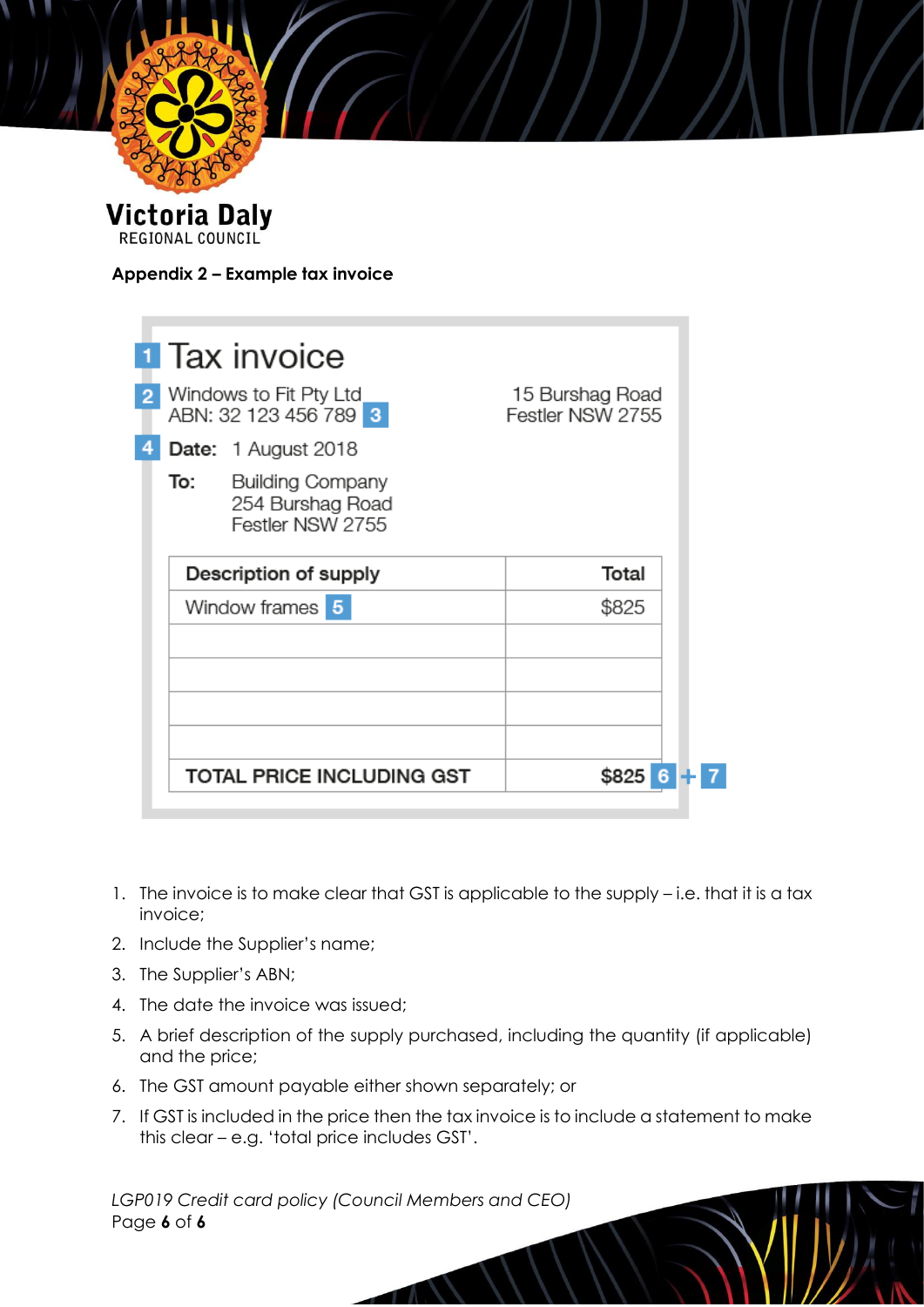Victoria Daly
REGIONAL COUNCIL

**Appendix 2 – Example tax invoice**

1 Tax invoice

2 Windows to Fit Pty Ltd
ABN: 32 123 456 789 3

15 Burshag Road
Festler NSW 2755

4 **Date:** 1 August 2018

**To:** Building Company
254 Burshag Road
Festler NSW 2755

| Description of supply | Total |
|---|---|
| Window frames 5 | $825 |
| | |
| | |
| | |
| | |
| TOTAL PRICE INCLUDING GST | $825 6 + 7 |

1. The invoice is to make clear that GST is applicable to the supply – i.e. that it is a tax invoice;
2. Include the Supplier's name;
3. The Supplier's ABN;
4. The date the invoice was issued;
5. A brief description of the supply purchased, including the quantity (if applicable) and the price;
6. The GST amount payable either shown separately; or
7. If GST is included in the price then the tax invoice is to include a statement to make this clear – e.g. 'total price includes GST'.